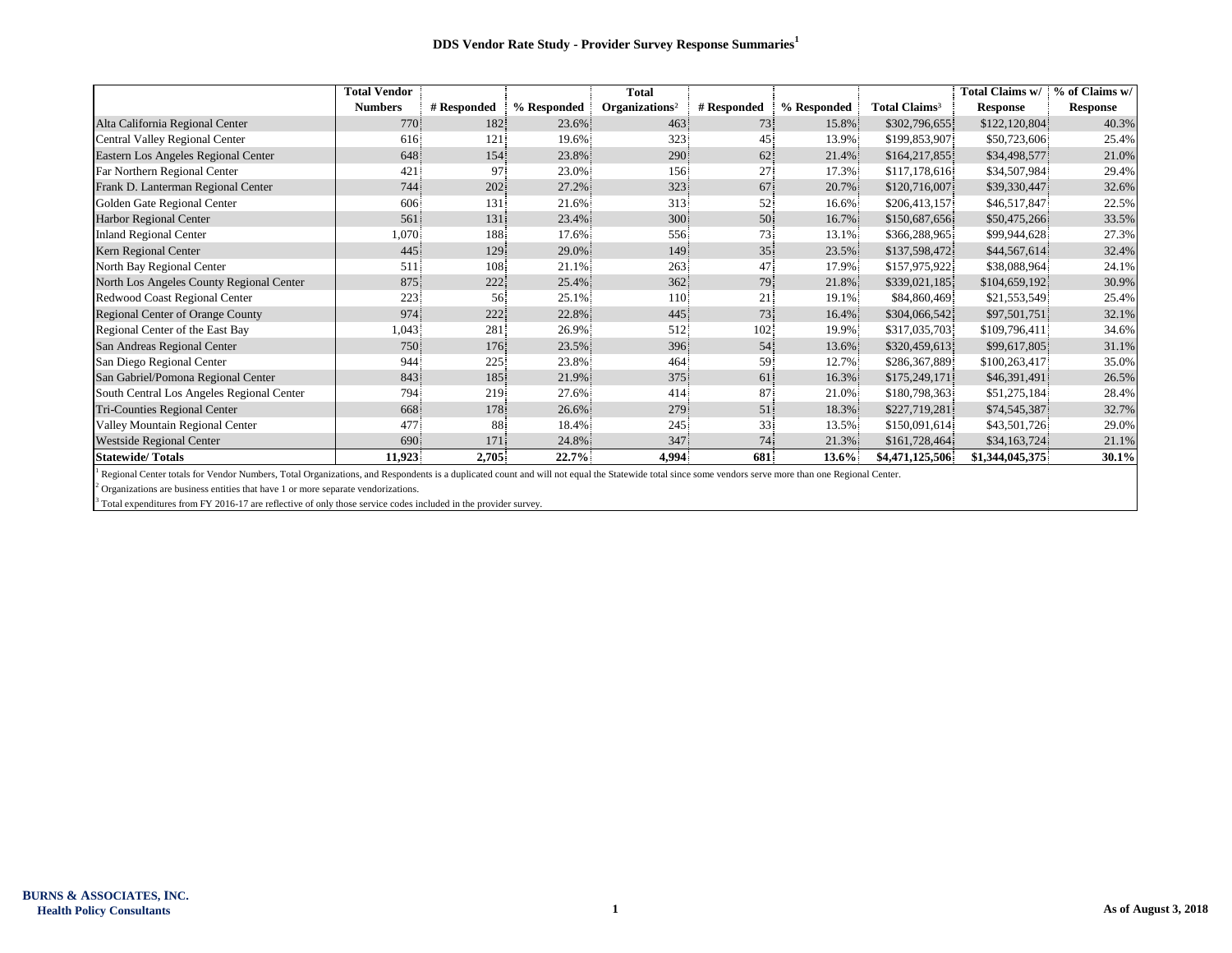# DDS Vendor Rate Study - Provider Survey Response Summaries[1]

| | Total Vendor Numbers | # Responded | % Responded | Total Organizations[2] | # Responded | % Responded | Total Claims[3] | Total Claims w/ Response | % of Claims w/ Response |
|---|---|---|---|---|---|---|---|---|---|
| Alta California Regional Center | 770 | 182 | 23.6% | 463 | 73 | 15.8% | $302,796,655 | $122,120,804 | 40.3% |
| Central Valley Regional Center | 616 | 121 | 19.6% | 323 | 45 | 13.9% | $199,853,907 | $50,723,606 | 25.4% |
| Eastern Los Angeles Regional Center | 648 | 154 | 23.8% | 290 | 62 | 21.4% | $164,217,855 | $34,498,577 | 21.0% |
| Far Northern Regional Center | 421 | 97 | 23.0% | 156 | 27 | 17.3% | $117,178,616 | $34,507,984 | 29.4% |
| Frank D. Lanterman Regional Center | 744 | 202 | 27.2% | 323 | 67 | 20.7% | $120,716,007 | $39,330,447 | 32.6% |
| Golden Gate Regional Center | 606 | 131 | 21.6% | 313 | 52 | 16.6% | $206,413,157 | $46,517,847 | 22.5% |
| Harbor Regional Center | 561 | 131 | 23.4% | 300 | 50 | 16.7% | $150,687,656 | $50,475,266 | 33.5% |
| Inland Regional Center | 1,070 | 188 | 17.6% | 556 | 73 | 13.1% | $366,288,965 | $99,944,628 | 27.3% |
| Kern Regional Center | 445 | 129 | 29.0% | 149 | 35 | 23.5% | $137,598,472 | $44,567,614 | 32.4% |
| North Bay Regional Center | 511 | 108 | 21.1% | 263 | 47 | 17.9% | $157,975,922 | $38,088,964 | 24.1% |
| North Los Angeles County Regional Center | 875 | 222 | 25.4% | 362 | 79 | 21.8% | $339,021,185 | $104,659,192 | 30.9% |
| Redwood Coast Regional Center | 223 | 56 | 25.1% | 110 | 21 | 19.1% | $84,860,469 | $21,553,549 | 25.4% |
| Regional Center of Orange County | 974 | 222 | 22.8% | 445 | 73 | 16.4% | $304,066,542 | $97,501,751 | 32.1% |
| Regional Center of the East Bay | 1,043 | 281 | 26.9% | 512 | 102 | 19.9% | $317,035,703 | $109,796,411 | 34.6% |
| San Andreas Regional Center | 750 | 176 | 23.5% | 396 | 54 | 13.6% | $320,459,613 | $99,617,805 | 31.1% |
| San Diego Regional Center | 944 | 225 | 23.8% | 464 | 59 | 12.7% | $286,367,889 | $100,263,417 | 35.0% |
| San Gabriel/Pomona Regional Center | 843 | 185 | 21.9% | 375 | 61 | 16.3% | $175,249,171 | $46,391,491 | 26.5% |
| South Central Los Angeles Regional Center | 794 | 219 | 27.6% | 414 | 87 | 21.0% | $180,798,363 | $51,275,184 | 28.4% |
| Tri-Counties Regional Center | 668 | 178 | 26.6% | 279 | 51 | 18.3% | $227,719,281 | $74,545,387 | 32.7% |
| Valley Mountain Regional Center | 477 | 88 | 18.4% | 245 | 33 | 13.5% | $150,091,614 | $43,501,726 | 29.0% |
| Westside Regional Center | 690 | 171 | 24.8% | 347 | 74 | 21.3% | $161,728,464 | $34,163,724 | 21.1% |
| **Statewide/ Totals** | **11,923** | **2,705** | **22.7%** | **4,994** | **681** | **13.6%** | **$4,471,125,506** | **$1,344,045,375** | **30.1%** |

[1] Regional Center totals for Vendor Numbers, Total Organizations, and Respondents is a duplicated count and will not equal the Statewide total since some vendors serve more than one Regional Center.

[2] Organizations are business entities that have 1 or more separate vendorizations.

[3] Total expenditures from FY 2016-17 are reflective of only those service codes included in the provider survey.

**BURNS & ASSOCIATES, INC.**
**Health Policy Consultants**

**As of August 3, 2018**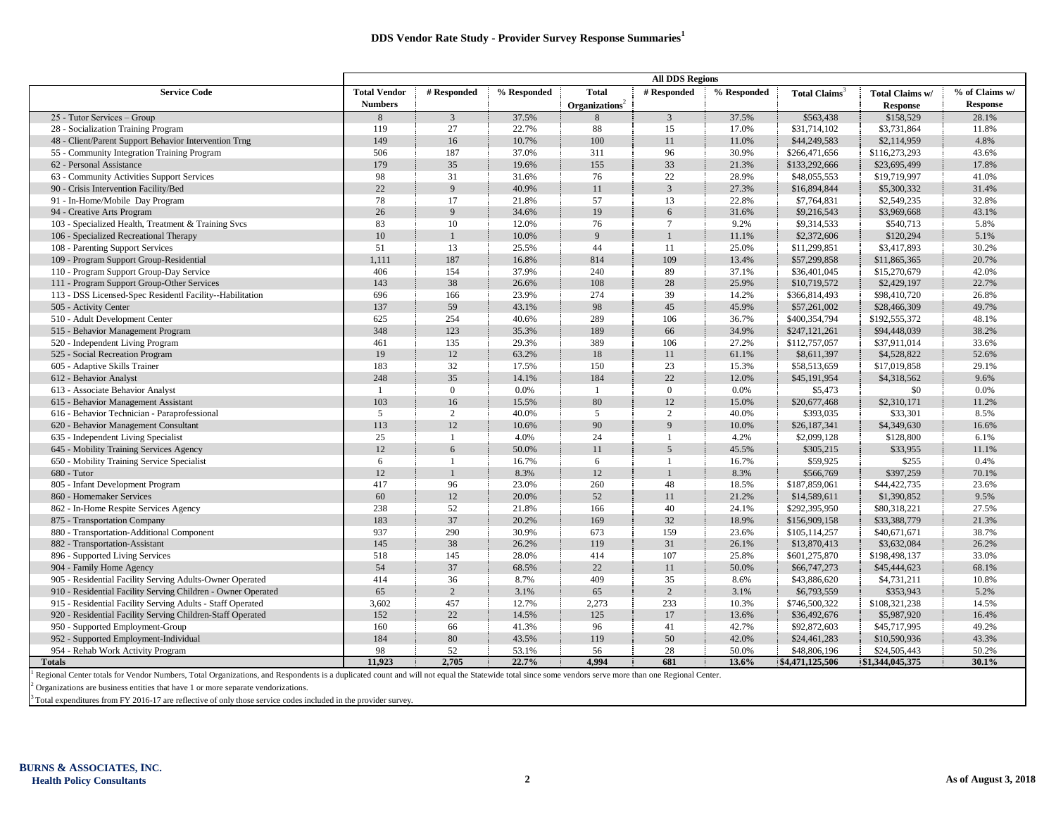# DDS Vendor Rate Study - Provider Survey Response Summaries[1]

| Service Code | All DDS Regions | | | | | | | | |
|---|---|---|---|---|---|---|---|---|---|
| | Total Vendor Numbers | # Responded | % Responded | Total Organizations[2] | # Responded | % Responded | Total Claims[3] | Total Claims w/ Response | % of Claims w/ Response |
| 25 - Tutor Services – Group | 8 | 3 | 37.5% | 8 | 3 | 37.5% | $563,438 | $158,529 | 28.1% |
| 28 - Socialization Training Program | 119 | 27 | 22.7% | 88 | 15 | 17.0% | $31,714,102 | $3,731,864 | 11.8% |
| 48 - Client/Parent Support Behavior Intervention Trng | 149 | 16 | 10.7% | 100 | 11 | 11.0% | $44,249,583 | $2,114,959 | 4.8% |
| 55 - Community Integration Training Program | 506 | 187 | 37.0% | 311 | 96 | 30.9% | $266,471,656 | $116,273,293 | 43.6% |
| 62 - Personal Assistance | 179 | 35 | 19.6% | 155 | 33 | 21.3% | $133,292,666 | $23,695,499 | 17.8% |
| 63 - Community Activities Support Services | 98 | 31 | 31.6% | 76 | 22 | 28.9% | $48,055,553 | $19,719,997 | 41.0% |
| 90 - Crisis Intervention Facility/Bed | 22 | 9 | 40.9% | 11 | 3 | 27.3% | $16,894,844 | $5,300,332 | 31.4% |
| 91 - In-Home/Mobile Day Program | 78 | 17 | 21.8% | 57 | 13 | 22.8% | $7,764,831 | $2,549,235 | 32.8% |
| 94 - Creative Arts Program | 26 | 9 | 34.6% | 19 | 6 | 31.6% | $9,216,543 | $3,969,668 | 43.1% |
| 103 - Specialized Health, Treatment & Training Svcs | 83 | 10 | 12.0% | 76 | 7 | 9.2% | $9,314,533 | $540,713 | 5.8% |
| 106 - Specialized Recreational Therapy | 10 | 1 | 10.0% | 9 | 1 | 11.1% | $2,372,606 | $120,294 | 5.1% |
| 108 - Parenting Support Services | 51 | 13 | 25.5% | 44 | 11 | 25.0% | $11,299,851 | $3,417,893 | 30.2% |
| 109 - Program Support Group-Residential | 1,111 | 187 | 16.8% | 814 | 109 | 13.4% | $57,299,858 | $11,865,365 | 20.7% |
| 110 - Program Support Group-Day Service | 406 | 154 | 37.9% | 240 | 89 | 37.1% | $36,401,045 | $15,270,679 | 42.0% |
| 111 - Program Support Group-Other Services | 143 | 38 | 26.6% | 108 | 28 | 25.9% | $10,719,572 | $2,429,197 | 22.7% |
| 113 - DSS Licensed-Spec Residentl Facility--Habilitation | 696 | 166 | 23.9% | 274 | 39 | 14.2% | $366,814,493 | $98,410,720 | 26.8% |
| 505 - Activity Center | 137 | 59 | 43.1% | 98 | 45 | 45.9% | $57,261,002 | $28,466,309 | 49.7% |
| 510 - Adult Development Center | 625 | 254 | 40.6% | 289 | 106 | 36.7% | $400,354,794 | $192,555,372 | 48.1% |
| 515 - Behavior Management Program | 348 | 123 | 35.3% | 189 | 66 | 34.9% | $247,121,261 | $94,448,039 | 38.2% |
| 520 - Independent Living Program | 461 | 135 | 29.3% | 389 | 106 | 27.2% | $112,757,057 | $37,911,014 | 33.6% |
| 525 - Social Recreation Program | 19 | 12 | 63.2% | 18 | 11 | 61.1% | $8,611,397 | $4,528,822 | 52.6% |
| 605 - Adaptive Skills Trainer | 183 | 32 | 17.5% | 150 | 23 | 15.3% | $58,513,659 | $17,019,858 | 29.1% |
| 612 - Behavior Analyst | 248 | 35 | 14.1% | 184 | 22 | 12.0% | $45,191,954 | $4,318,562 | 9.6% |
| 613 - Associate Behavior Analyst | 1 | 0 | 0.0% | 1 | 0 | 0.0% | $5,473 | $0 | 0.0% |
| 615 - Behavior Management Assistant | 103 | 16 | 15.5% | 80 | 12 | 15.0% | $20,677,468 | $2,310,171 | 11.2% |
| 616 - Behavior Technician - Paraprofessional | 5 | 2 | 40.0% | 5 | 2 | 40.0% | $393,035 | $33,301 | 8.5% |
| 620 - Behavior Management Consultant | 113 | 12 | 10.6% | 90 | 9 | 10.0% | $26,187,341 | $4,349,630 | 16.6% |
| 635 - Independent Living Specialist | 25 | 1 | 4.0% | 24 | 1 | 4.2% | $2,099,128 | $128,800 | 6.1% |
| 645 - Mobility Training Services Agency | 12 | 6 | 50.0% | 11 | 5 | 45.5% | $305,215 | $33,955 | 11.1% |
| 650 - Mobility Training Service Specialist | 6 | 1 | 16.7% | 6 | 1 | 16.7% | $59,925 | $255 | 0.4% |
| 680 - Tutor | 12 | 1 | 8.3% | 12 | 1 | 8.3% | $566,769 | $397,259 | 70.1% |
| 805 - Infant Development Program | 417 | 96 | 23.0% | 260 | 48 | 18.5% | $187,859,061 | $44,422,735 | 23.6% |
| 860 - Homemaker Services | 60 | 12 | 20.0% | 52 | 11 | 21.2% | $14,589,611 | $1,390,852 | 9.5% |
| 862 - In-Home Respite Services Agency | 238 | 52 | 21.8% | 166 | 40 | 24.1% | $292,395,950 | $80,318,221 | 27.5% |
| 875 - Transportation Company | 183 | 37 | 20.2% | 169 | 32 | 18.9% | $156,909,158 | $33,388,779 | 21.3% |
| 880 - Transportation-Additional Component | 937 | 290 | 30.9% | 673 | 159 | 23.6% | $105,114,257 | $40,671,671 | 38.7% |
| 882 - Transportation-Assistant | 145 | 38 | 26.2% | 119 | 31 | 26.1% | $13,870,413 | $3,632,084 | 26.2% |
| 896 - Supported Living Services | 518 | 145 | 28.0% | 414 | 107 | 25.8% | $601,275,870 | $198,498,137 | 33.0% |
| 904 - Family Home Agency | 54 | 37 | 68.5% | 22 | 11 | 50.0% | $66,747,273 | $45,444,623 | 68.1% |
| 905 - Residential Facility Serving Adults-Owner Operated | 414 | 36 | 8.7% | 409 | 35 | 8.6% | $43,886,620 | $4,731,211 | 10.8% |
| 910 - Residential Facility Serving Children - Owner Operated | 65 | 2 | 3.1% | 65 | 2 | 3.1% | $6,793,559 | $353,943 | 5.2% |
| 915 - Residential Facility Serving Adults - Staff Operated | 3,602 | 457 | 12.7% | 2,273 | 233 | 10.3% | $746,500,322 | $108,321,238 | 14.5% |
| 920 - Residential Facility Serving Children-Staff Operated | 152 | 22 | 14.5% | 125 | 17 | 13.6% | $36,492,676 | $5,987,920 | 16.4% |
| 950 - Supported Employment-Group | 160 | 66 | 41.3% | 96 | 41 | 42.7% | $92,872,603 | $45,717,995 | 49.2% |
| 952 - Supported Employment-Individual | 184 | 80 | 43.5% | 119 | 50 | 42.0% | $24,461,283 | $10,590,936 | 43.3% |
| 954 - Rehab Work Activity Program | 98 | 52 | 53.1% | 56 | 28 | 50.0% | $48,806,196 | $24,505,443 | 50.2% |
| **Totals** | **11,923** | **2,705** | **22.7%** | **4,994** | **681** | **13.6%** | **$4,471,125,506** | **$1,344,045,375** | **30.1%** |

[1] Regional Center totals for Vendor Numbers, Total Organizations, and Respondents is a duplicated count and will not equal the Statewide total since some vendors serve more than one Regional Center.

[2] Organizations are business entities that have 1 or more separate vendorizations.

[3] Total expenditures from FY 2016-17 are reflective of only those service codes included in the provider survey.

**BURNS & ASSOCIATES, INC.**
**Health Policy Consultants**

**As of August 3, 2018**